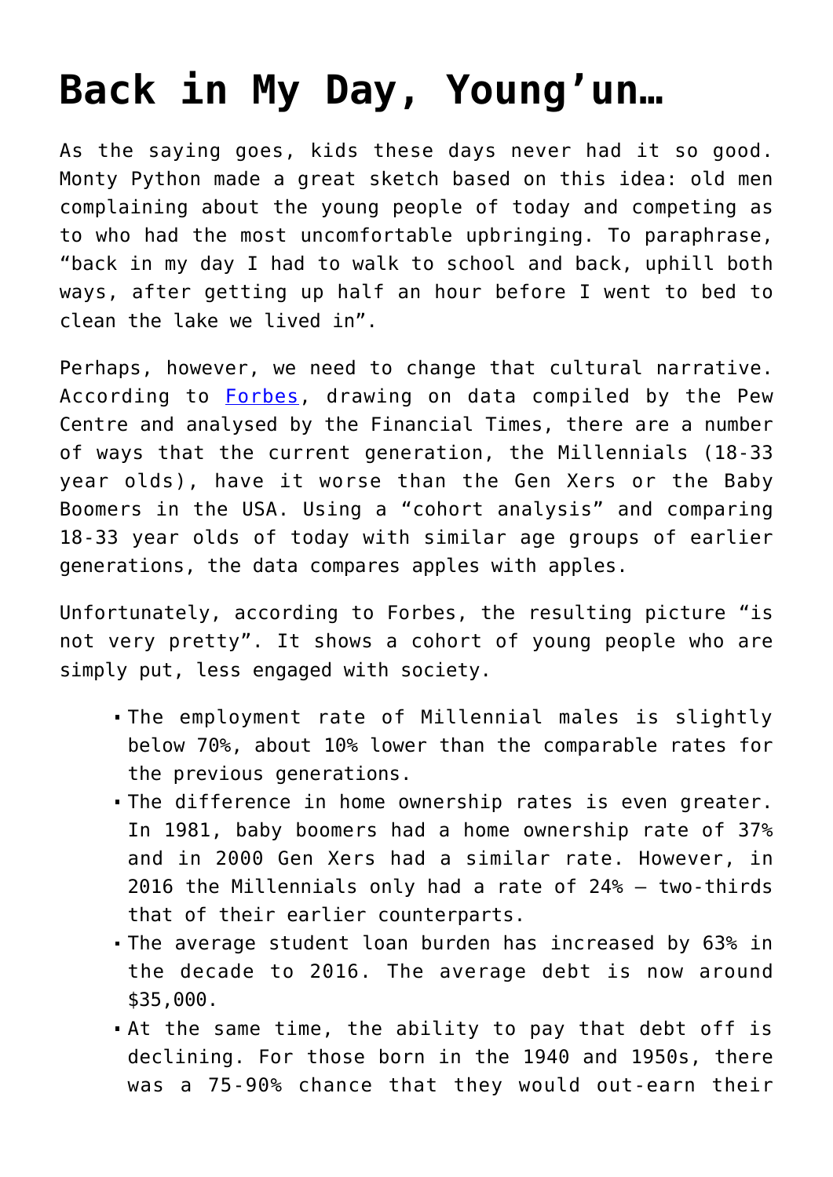# Back in My Day, Young'un…

As the saying goes, kids these days never had it so good. Monty Python made a great sketch based on this idea: old men complaining about the young people of today and competing as to who had the most uncomfortable upbringing. To paraphrase, "back in my day I had to walk to school and back, uphill both ways, after getting up half an hour before I went to bed to clean the lake we lived in".

Perhaps, however, we need to change that cultural narrative. According to [Forbes](), drawing on data compiled by the Pew Centre and analysed by the Financial Times, there are a number of ways that the current generation, the Millennials (18-33 year olds), have it worse than the Gen Xers or the Baby Boomers in the USA. Using a "cohort analysis" and comparing 18-33 year olds of today with similar age groups of earlier generations, the data compares apples with apples.

Unfortunately, according to Forbes, the resulting picture "is not very pretty". It shows a cohort of young people who are simply put, less engaged with society.

- The employment rate of Millennial males is slightly below 70%, about 10% lower than the comparable rates for the previous generations.
- The difference in home ownership rates is even greater. In 1981, baby boomers had a home ownership rate of 37% and in 2000 Gen Xers had a similar rate. However, in 2016 the Millennials only had a rate of 24% – two-thirds that of their earlier counterparts.
- The average student loan burden has increased by 63% in the decade to 2016. The average debt is now around $35,000.
- At the same time, the ability to pay that debt off is declining. For those born in the 1940 and 1950s, there was a 75-90% chance that they would out-earn their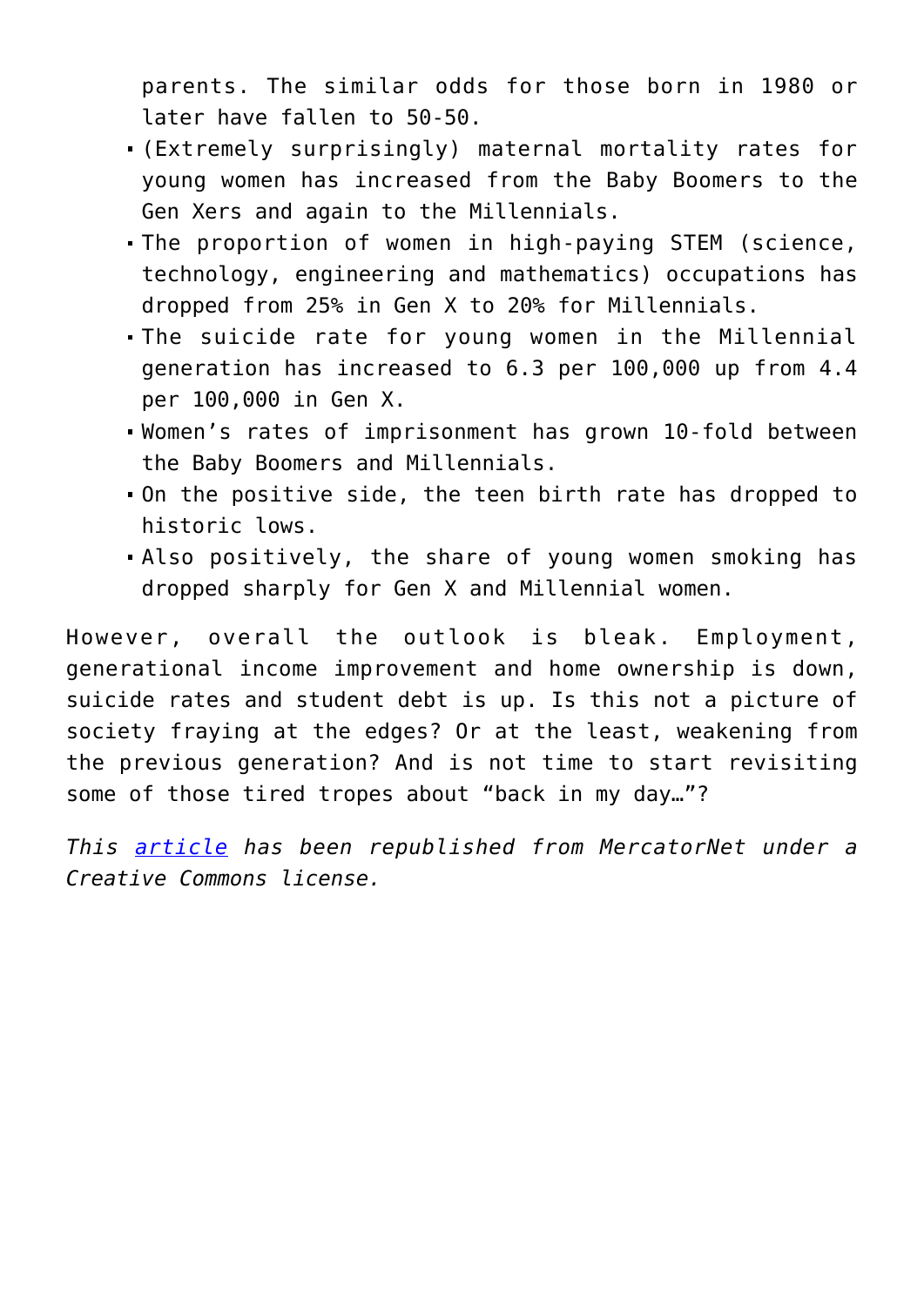parents. The similar odds for those born in 1980 or later have fallen to 50-50.

- (Extremely surprisingly) maternal mortality rates for young women has increased from the Baby Boomers to the Gen Xers and again to the Millennials.
- The proportion of women in high-paying STEM (science, technology, engineering and mathematics) occupations has dropped from 25% in Gen X to 20% for Millennials.
- The suicide rate for young women in the Millennial generation has increased to 6.3 per 100,000 up from 4.4 per 100,000 in Gen X.
- Women's rates of imprisonment has grown 10-fold between the Baby Boomers and Millennials.
- On the positive side, the teen birth rate has dropped to historic lows.
- Also positively, the share of young women smoking has dropped sharply for Gen X and Millennial women.

However, overall the outlook is bleak. Employment, generational income improvement and home ownership is down, suicide rates and student debt is up. Is this not a picture of society fraying at the edges? Or at the least, weakening from the previous generation? And is not time to start revisiting some of those tired tropes about "back in my day…"?

*This [article](#) has been republished from MercatorNet under a Creative Commons license.*